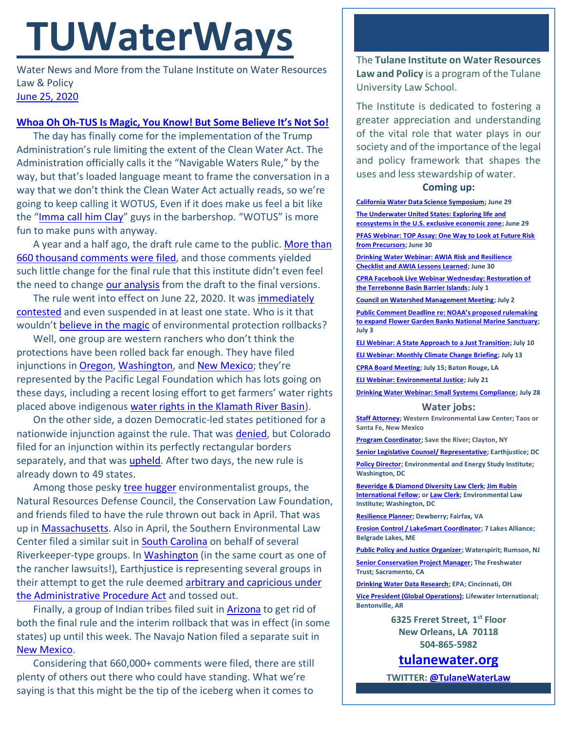# TUWaterWays

Water News and More from the Tulane Institute on Water Resources Law & Policy
June 25, 2020

**Whoa Oh Oh-TUS Is Magic, You Know! But Some Believe It's Not So!**

The day has finally come for the implementation of the Trump Administration's rule limiting the extent of the Clean Water Act. The Administration officially calls it the "Navigable Waters Rule," by the way, but that's loaded language meant to frame the conversation in a way that we don't think the Clean Water Act actually reads, so we're going to keep calling it WOTUS, Even if it does make us feel a bit like the "Imma call him Clay" guys in the barbershop. "WOTUS" is more fun to make puns with anyway.

A year and a half ago, the draft rule came to the public. More than 660 thousand comments were filed, and those comments yielded such little change for the final rule that this institute didn't even feel the need to change our analysis from the draft to the final versions.

The rule went into effect on June 22, 2020. It was immediately contested and even suspended in at least one state. Who is it that wouldn't believe in the magic of environmental protection rollbacks?

Well, one group are western ranchers who don't think the protections have been rolled back far enough. They have filed injunctions in Oregon, Washington, and New Mexico; they're represented by the Pacific Legal Foundation which has lots going on these days, including a recent losing effort to get farmers' water rights placed above indigenous water rights in the Klamath River Basin).

On the other side, a dozen Democratic-led states petitioned for a nationwide injunction against the rule. That was denied, but Colorado filed for an injunction within its perfectly rectangular borders separately, and that was upheld. After two days, the new rule is already down to 49 states.

Among those pesky tree hugger environmentalist groups, the Natural Resources Defense Council, the Conservation Law Foundation, and friends filed to have the rule thrown out back in April. That was up in Massachusetts. Also in April, the Southern Environmental Law Center filed a similar suit in South Carolina on behalf of several Riverkeeper-type groups. In Washington (in the same court as one of the rancher lawsuits!), Earthjustice is representing several groups in their attempt to get the rule deemed arbitrary and capricious under the Administrative Procedure Act and tossed out.

Finally, a group of Indian tribes filed suit in Arizona to get rid of both the final rule and the interim rollback that was in effect (in some states) up until this week. The Navajo Nation filed a separate suit in New Mexico.

Considering that 660,000+ comments were filed, there are still plenty of others out there who could have standing. What we're saying is that this might be the tip of the iceberg when it comes to

---

The **Tulane Institute on Water Resources Law and Policy** is a program of the Tulane University Law School.

The Institute is dedicated to fostering a greater appreciation and understanding of the vital role that water plays in our society and of the importance of the legal and policy framework that shapes the uses and less stewardship of water.

### Coming up:

- **California Water Data Science Symposium; June 29**
- **The Underwater United States: Exploring life and ecosystems in the U.S. exclusive economic zone; June 29**
- **PFAS Webinar: TOP Assay: One Way to Look at Future Risk from Precursors; June 30**
- **Drinking Water Webinar: AWIA Risk and Resilience Checklist and AWIA Lessons Learned; June 30**
- **CPRA Facebook Live Webinar Wednesday: Restoration of the Terrebone Basin Barrier Islands; July 1**
- **Council on Watershed Management Meeting; July 2**
- **Public Comment Deadline re: NOAA's proposed rulemaking to expand Flower Garden Banks National Marine Sanctuary; July 3**
- **ELI Webinar: A State Approach to a Just Transition; July 10**
- **ELI Webinar: Monthly Climate Change Briefing; July 13**
- **CPRA Board Meeting; July 15; Baton Rouge, LA**
- **ELI Webinar: Environmental Justice; July 21**
- **Drinking Water Webinar: Small Systems Compliance; July 28**

### Water jobs:

- **Staff Attorney; Western Environmental Law Center; Taos or Santa Fe, New Mexico**
- **Program Coordinator; Save the River; Clayton, NY**
- **Senior Legislative Counsel/ Representative; Earthjustice; DC**
- **Policy Director; Environmental and Energy Study Institute; Washington, DC**
- **Beveridge & Diamond Diversity Law Clerk; Jim Rubin International Fellow; or Law Clerk; Environmental Law Institute; Washington, DC**
- **Resilience Planner; Dewberry; Fairfax, VA**
- **Erosion Control / LakeSmart Coordinator; 7 Lakes Alliance; Belgrade Lakes, ME**
- **Public Policy and Justice Organizer; Waterspirit; Rumson, NJ**
- **Senior Conservation Project Manager; The Freshwater Trust; Sacramento, CA**
- **Drinking Water Data Research; EPA; Cincinnati, OH**
- **Vice President (Global Operations); Lifewater International; Bentonville, AR**

**6325 Freret Street, 1st Floor**
**New Orleans, LA 70118**
**504-865-5982**

**tulanewater.org**

**TWITTER: @TulaneWaterLaw**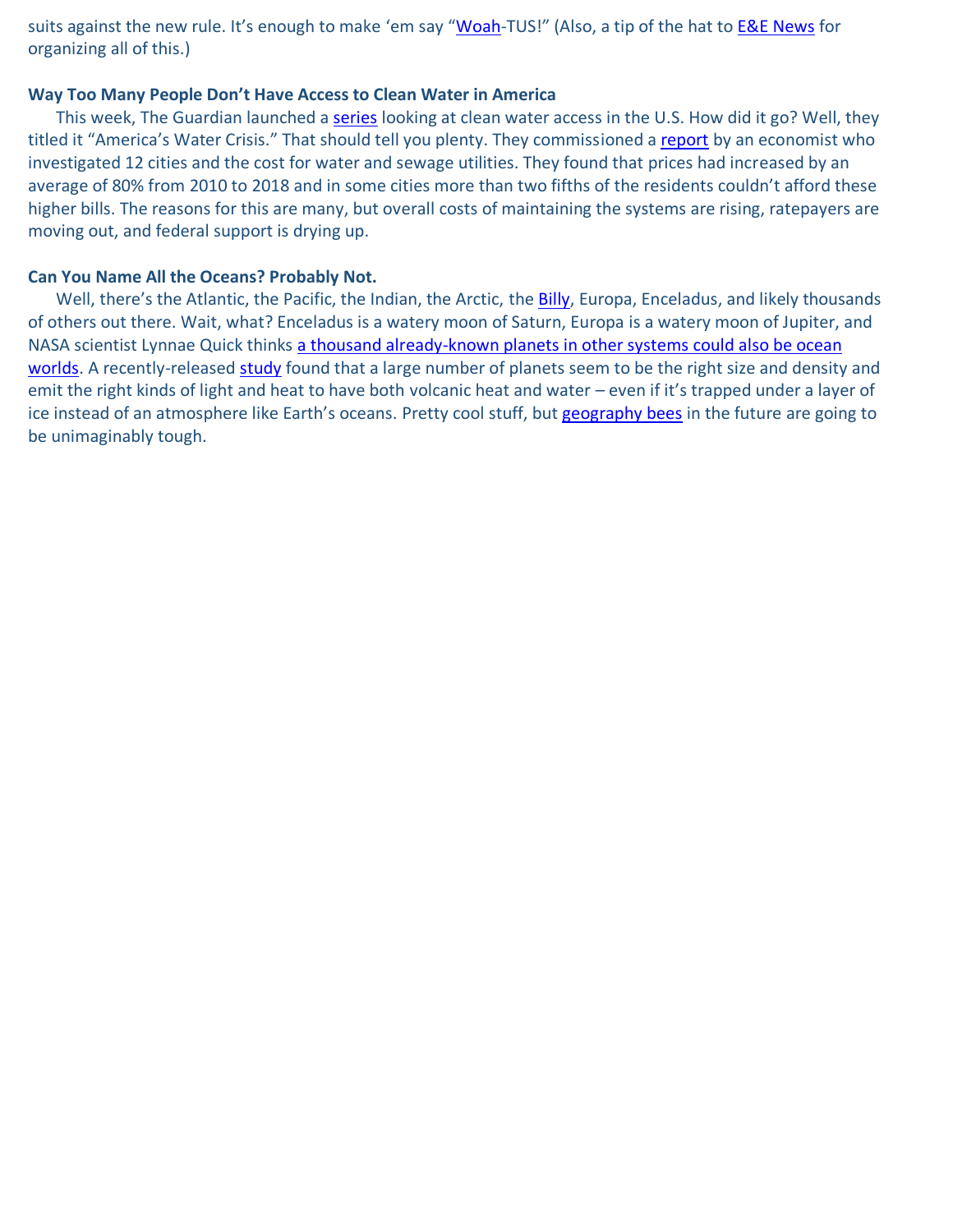suits against the new rule. It's enough to make 'em say "Woah-TUS!" (Also, a tip of the hat to E&E News for organizing all of this.)

**Way Too Many People Don't Have Access to Clean Water in America**

This week, The Guardian launched a series looking at clean water access in the U.S. How did it go? Well, they titled it "America's Water Crisis." That should tell you plenty. They commissioned a report by an economist who investigated 12 cities and the cost for water and sewage utilities. They found that prices had increased by an average of 80% from 2010 to 2018 and in some cities more than two fifths of the residents couldn't afford these higher bills. The reasons for this are many, but overall costs of maintaining the systems are rising, ratepayers are moving out, and federal support is drying up.

**Can You Name All the Oceans? Probably Not.**

Well, there's the Atlantic, the Pacific, the Indian, the Arctic, the Billy, Europa, Enceladus, and likely thousands of others out there. Wait, what? Enceladus is a watery moon of Saturn, Europa is a watery moon of Jupiter, and NASA scientist Lynnae Quick thinks a thousand already-known planets in other systems could also be ocean worlds. A recently-released study found that a large number of planets seem to be the right size and density and emit the right kinds of light and heat to have both volcanic heat and water – even if it's trapped under a layer of ice instead of an atmosphere like Earth's oceans. Pretty cool stuff, but geography bees in the future are going to be unimaginably tough.